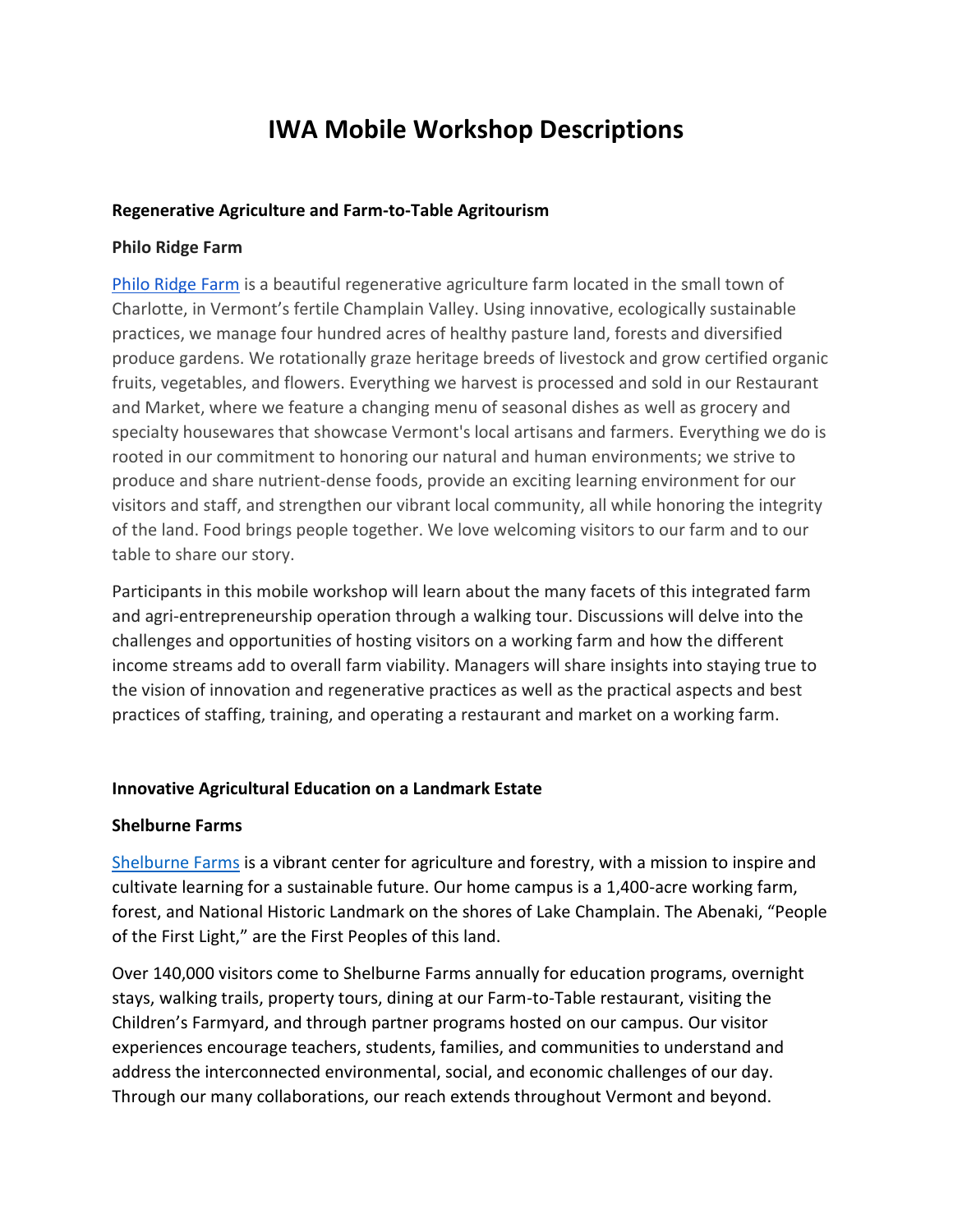# IWA Mobile Workshop Descriptions

**Regenerative Agriculture and Farm-to-Table Agritourism**

**Philo Ridge Farm**

[Philo Ridge Farm]() is a beautiful regenerative agriculture farm located in the small town of Charlotte, in Vermont's fertile Champlain Valley. Using innovative, ecologically sustainable practices, we manage four hundred acres of healthy pasture land, forests and diversified produce gardens. We rotationally graze heritage breeds of livestock and grow certified organic fruits, vegetables, and flowers. Everything we harvest is processed and sold in our Restaurant and Market, where we feature a changing menu of seasonal dishes as well as grocery and specialty housewares that showcase Vermont's local artisans and farmers. Everything we do is rooted in our commitment to honoring our natural and human environments; we strive to produce and share nutrient-dense foods, provide an exciting learning environment for our visitors and staff, and strengthen our vibrant local community, all while honoring the integrity of the land. Food brings people together. We love welcoming visitors to our farm and to our table to share our story.

Participants in this mobile workshop will learn about the many facets of this integrated farm and agri-entrepreneurship operation through a walking tour. Discussions will delve into the challenges and opportunities of hosting visitors on a working farm and how the different income streams add to overall farm viability. Managers will share insights into staying true to the vision of innovation and regenerative practices as well as the practical aspects and best practices of staffing, training, and operating a restaurant and market on a working farm.

**Innovative Agricultural Education on a Landmark Estate**

**Shelburne Farms**

[Shelburne Farms]() is a vibrant center for agriculture and forestry, with a mission to inspire and cultivate learning for a sustainable future. Our home campus is a 1,400-acre working farm, forest, and National Historic Landmark on the shores of Lake Champlain. The Abenaki, "People of the First Light," are the First Peoples of this land.

Over 140,000 visitors come to Shelburne Farms annually for education programs, overnight stays, walking trails, property tours, dining at our Farm-to-Table restaurant, visiting the Children's Farmyard, and through partner programs hosted on our campus. Our visitor experiences encourage teachers, students, families, and communities to understand and address the interconnected environmental, social, and economic challenges of our day. Through our many collaborations, our reach extends throughout Vermont and beyond.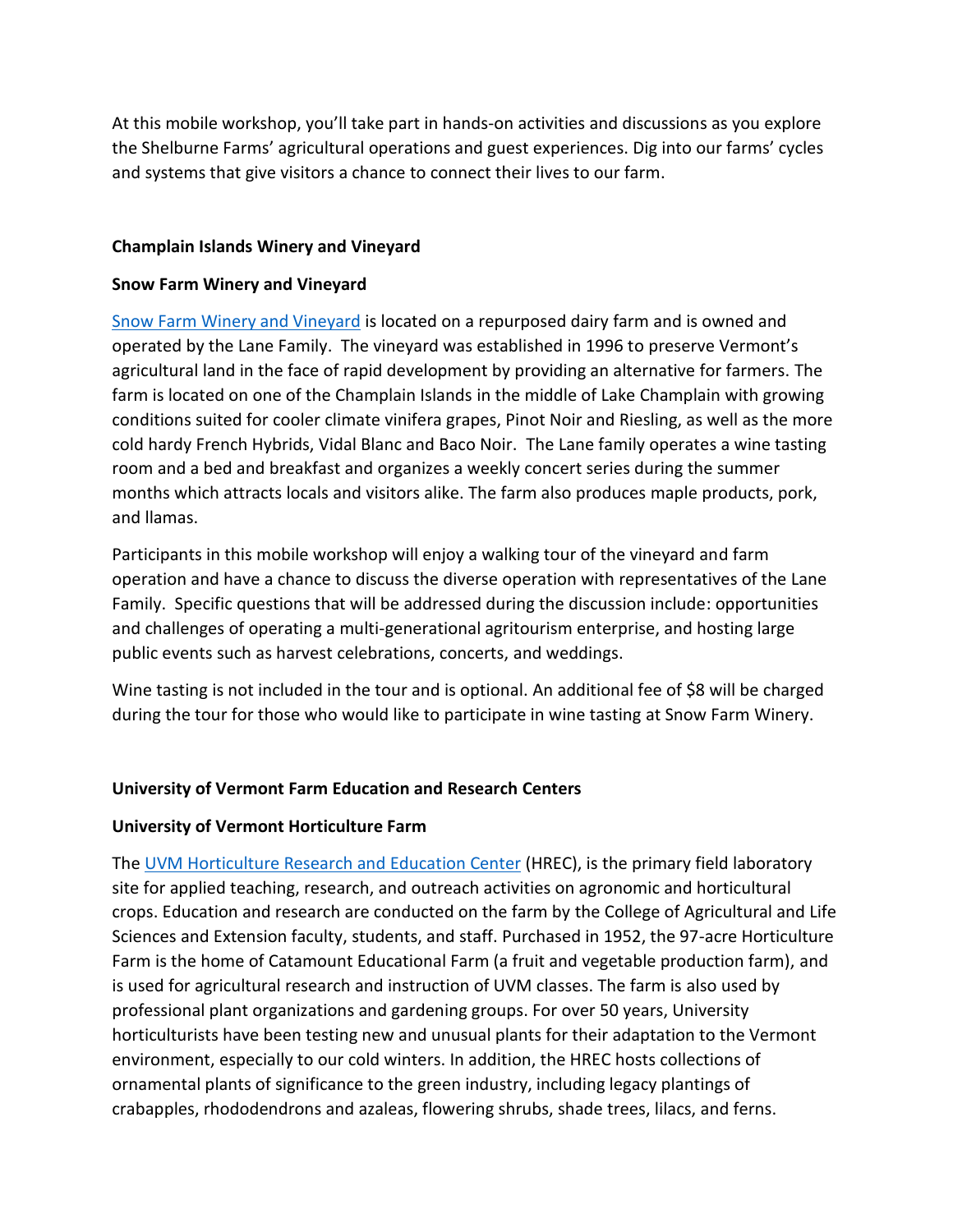At this mobile workshop, you'll take part in hands-on activities and discussions as you explore the Shelburne Farms' agricultural operations and guest experiences. Dig into our farms' cycles and systems that give visitors a chance to connect their lives to our farm.

**Champlain Islands Winery and Vineyard**

**Snow Farm Winery and Vineyard**

Snow Farm Winery and Vineyard is located on a repurposed dairy farm and is owned and operated by the Lane Family. The vineyard was established in 1996 to preserve Vermont's agricultural land in the face of rapid development by providing an alternative for farmers. The farm is located on one of the Champlain Islands in the middle of Lake Champlain with growing conditions suited for cooler climate vinifera grapes, Pinot Noir and Riesling, as well as the more cold hardy French Hybrids, Vidal Blanc and Baco Noir. The Lane family operates a wine tasting room and a bed and breakfast and organizes a weekly concert series during the summer months which attracts locals and visitors alike. The farm also produces maple products, pork, and llamas.

Participants in this mobile workshop will enjoy a walking tour of the vineyard and farm operation and have a chance to discuss the diverse operation with representatives of the Lane Family. Specific questions that will be addressed during the discussion include: opportunities and challenges of operating a multi-generational agritourism enterprise, and hosting large public events such as harvest celebrations, concerts, and weddings.

Wine tasting is not included in the tour and is optional. An additional fee of $8 will be charged during the tour for those who would like to participate in wine tasting at Snow Farm Winery.

**University of Vermont Farm Education and Research Centers**

**University of Vermont Horticulture Farm**

The UVM Horticulture Research and Education Center (HREC), is the primary field laboratory site for applied teaching, research, and outreach activities on agronomic and horticultural crops. Education and research are conducted on the farm by the College of Agricultural and Life Sciences and Extension faculty, students, and staff. Purchased in 1952, the 97-acre Horticulture Farm is the home of Catamount Educational Farm (a fruit and vegetable production farm), and is used for agricultural research and instruction of UVM classes. The farm is also used by professional plant organizations and gardening groups. For over 50 years, University horticulturists have been testing new and unusual plants for their adaptation to the Vermont environment, especially to our cold winters. In addition, the HREC hosts collections of ornamental plants of significance to the green industry, including legacy plantings of crabapples, rhododendrons and azaleas, flowering shrubs, shade trees, lilacs, and ferns.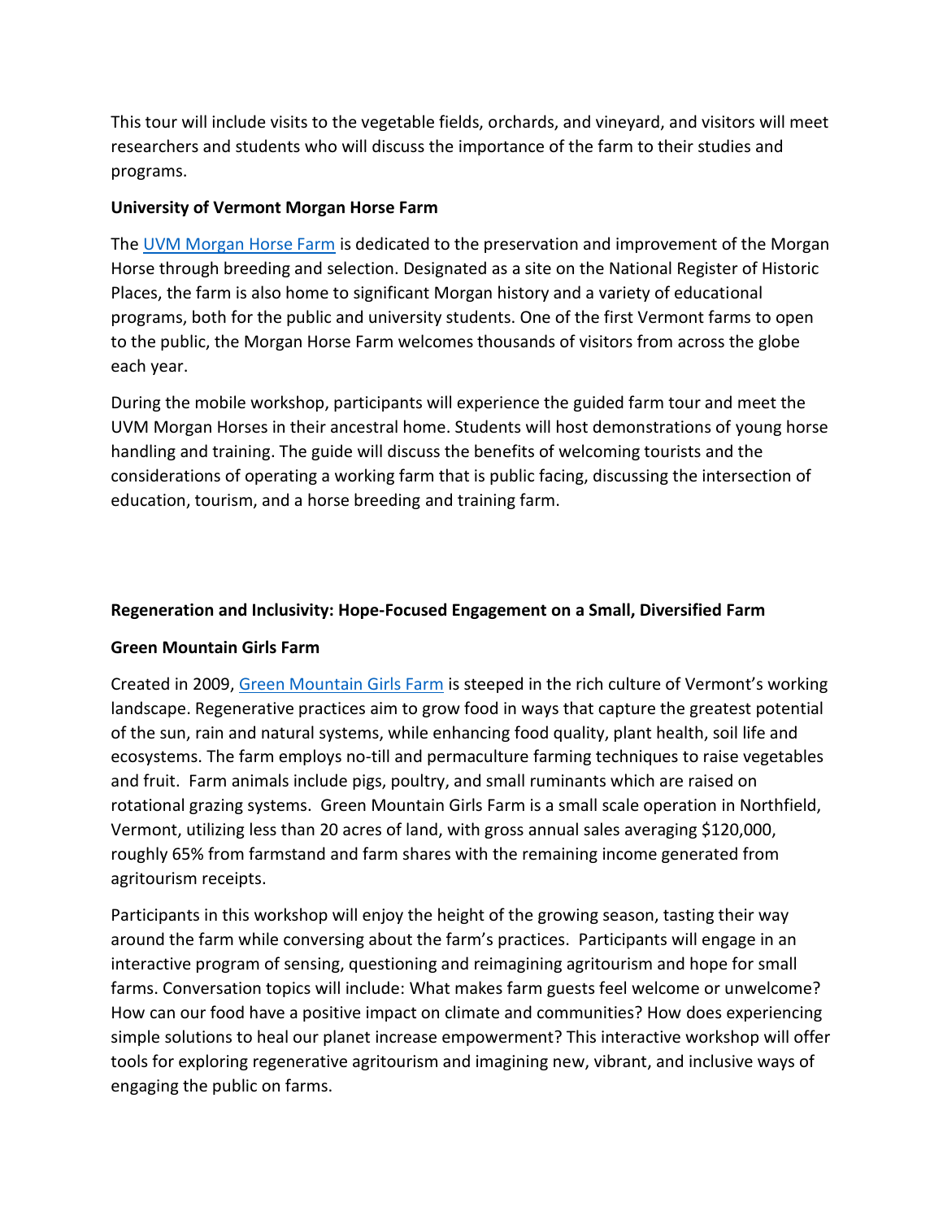This tour will include visits to the vegetable fields, orchards, and vineyard, and visitors will meet researchers and students who will discuss the importance of the farm to their studies and programs.

**University of Vermont Morgan Horse Farm**

The UVM Morgan Horse Farm is dedicated to the preservation and improvement of the Morgan Horse through breeding and selection. Designated as a site on the National Register of Historic Places, the farm is also home to significant Morgan history and a variety of educational programs, both for the public and university students. One of the first Vermont farms to open to the public, the Morgan Horse Farm welcomes thousands of visitors from across the globe each year.

During the mobile workshop, participants will experience the guided farm tour and meet the UVM Morgan Horses in their ancestral home. Students will host demonstrations of young horse handling and training. The guide will discuss the benefits of welcoming tourists and the considerations of operating a working farm that is public facing, discussing the intersection of education, tourism, and a horse breeding and training farm.

**Regeneration and Inclusivity: Hope-Focused Engagement on a Small, Diversified Farm**

**Green Mountain Girls Farm**

Created in 2009, Green Mountain Girls Farm is steeped in the rich culture of Vermont's working landscape. Regenerative practices aim to grow food in ways that capture the greatest potential of the sun, rain and natural systems, while enhancing food quality, plant health, soil life and ecosystems. The farm employs no-till and permaculture farming techniques to raise vegetables and fruit. Farm animals include pigs, poultry, and small ruminants which are raised on rotational grazing systems. Green Mountain Girls Farm is a small scale operation in Northfield, Vermont, utilizing less than 20 acres of land, with gross annual sales averaging $120,000, roughly 65% from farmstand and farm shares with the remaining income generated from agritourism receipts.

Participants in this workshop will enjoy the height of the growing season, tasting their way around the farm while conversing about the farm's practices. Participants will engage in an interactive program of sensing, questioning and reimagining agritourism and hope for small farms. Conversation topics will include: What makes farm guests feel welcome or unwelcome? How can our food have a positive impact on climate and communities? How does experiencing simple solutions to heal our planet increase empowerment? This interactive workshop will offer tools for exploring regenerative agritourism and imagining new, vibrant, and inclusive ways of engaging the public on farms.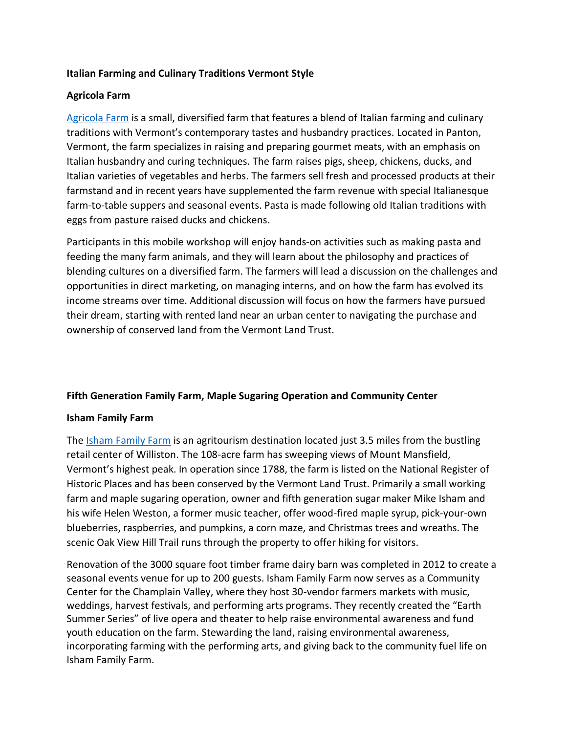**Italian Farming and Culinary Traditions Vermont Style**

**Agricola Farm**

Agricola Farm is a small, diversified farm that features a blend of Italian farming and culinary traditions with Vermont's contemporary tastes and husbandry practices. Located in Panton, Vermont, the farm specializes in raising and preparing gourmet meats, with an emphasis on Italian husbandry and curing techniques. The farm raises pigs, sheep, chickens, ducks, and Italian varieties of vegetables and herbs. The farmers sell fresh and processed products at their farmstand and in recent years have supplemented the farm revenue with special Italianesque farm-to-table suppers and seasonal events. Pasta is made following old Italian traditions with eggs from pasture raised ducks and chickens.

Participants in this mobile workshop will enjoy hands-on activities such as making pasta and feeding the many farm animals, and they will learn about the philosophy and practices of blending cultures on a diversified farm. The farmers will lead a discussion on the challenges and opportunities in direct marketing, on managing interns, and on how the farm has evolved its income streams over time. Additional discussion will focus on how the farmers have pursued their dream, starting with rented land near an urban center to navigating the purchase and ownership of conserved land from the Vermont Land Trust.

**Fifth Generation Family Farm, Maple Sugaring Operation and Community Center**

**Isham Family Farm**

The Isham Family Farm is an agritourism destination located just 3.5 miles from the bustling retail center of Williston. The 108-acre farm has sweeping views of Mount Mansfield, Vermont's highest peak. In operation since 1788, the farm is listed on the National Register of Historic Places and has been conserved by the Vermont Land Trust. Primarily a small working farm and maple sugaring operation, owner and fifth generation sugar maker Mike Isham and his wife Helen Weston, a former music teacher, offer wood-fired maple syrup, pick-your-own blueberries, raspberries, and pumpkins, a corn maze, and Christmas trees and wreaths. The scenic Oak View Hill Trail runs through the property to offer hiking for visitors.

Renovation of the 3000 square foot timber frame dairy barn was completed in 2012 to create a seasonal events venue for up to 200 guests. Isham Family Farm now serves as a Community Center for the Champlain Valley, where they host 30-vendor farmers markets with music, weddings, harvest festivals, and performing arts programs. They recently created the "Earth Summer Series" of live opera and theater to help raise environmental awareness and fund youth education on the farm. Stewarding the land, raising environmental awareness, incorporating farming with the performing arts, and giving back to the community fuel life on Isham Family Farm.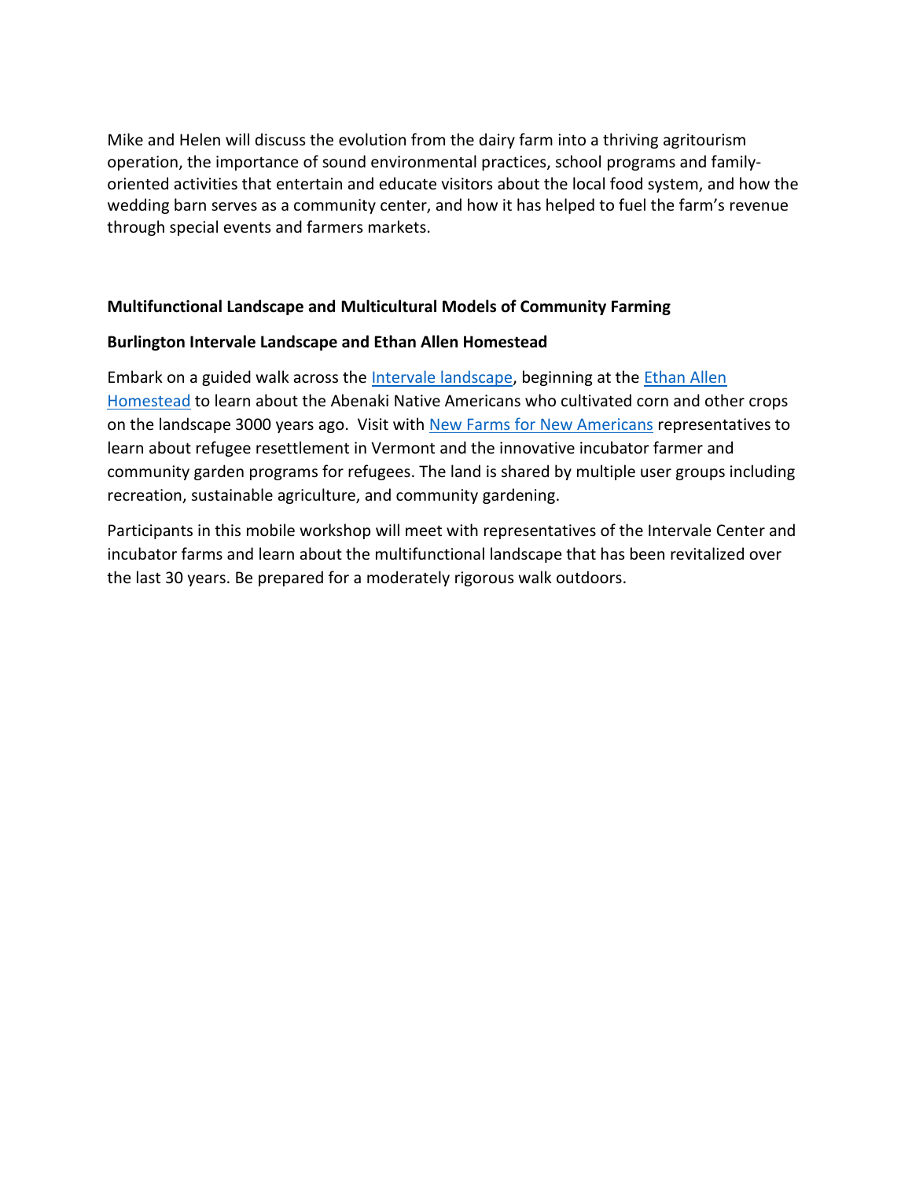Mike and Helen will discuss the evolution from the dairy farm into a thriving agritourism operation, the importance of sound environmental practices, school programs and family-oriented activities that entertain and educate visitors about the local food system, and how the wedding barn serves as a community center, and how it has helped to fuel the farm's revenue through special events and farmers markets.

**Multifunctional Landscape and Multicultural Models of Community Farming**

**Burlington Intervale Landscape and Ethan Allen Homestead**

Embark on a guided walk across the Intervale landscape, beginning at the Ethan Allen Homestead to learn about the Abenaki Native Americans who cultivated corn and other crops on the landscape 3000 years ago. Visit with New Farms for New Americans representatives to learn about refugee resettlement in Vermont and the innovative incubator farmer and community garden programs for refugees. The land is shared by multiple user groups including recreation, sustainable agriculture, and community gardening.

Participants in this mobile workshop will meet with representatives of the Intervale Center and incubator farms and learn about the multifunctional landscape that has been revitalized over the last 30 years. Be prepared for a moderately rigorous walk outdoors.